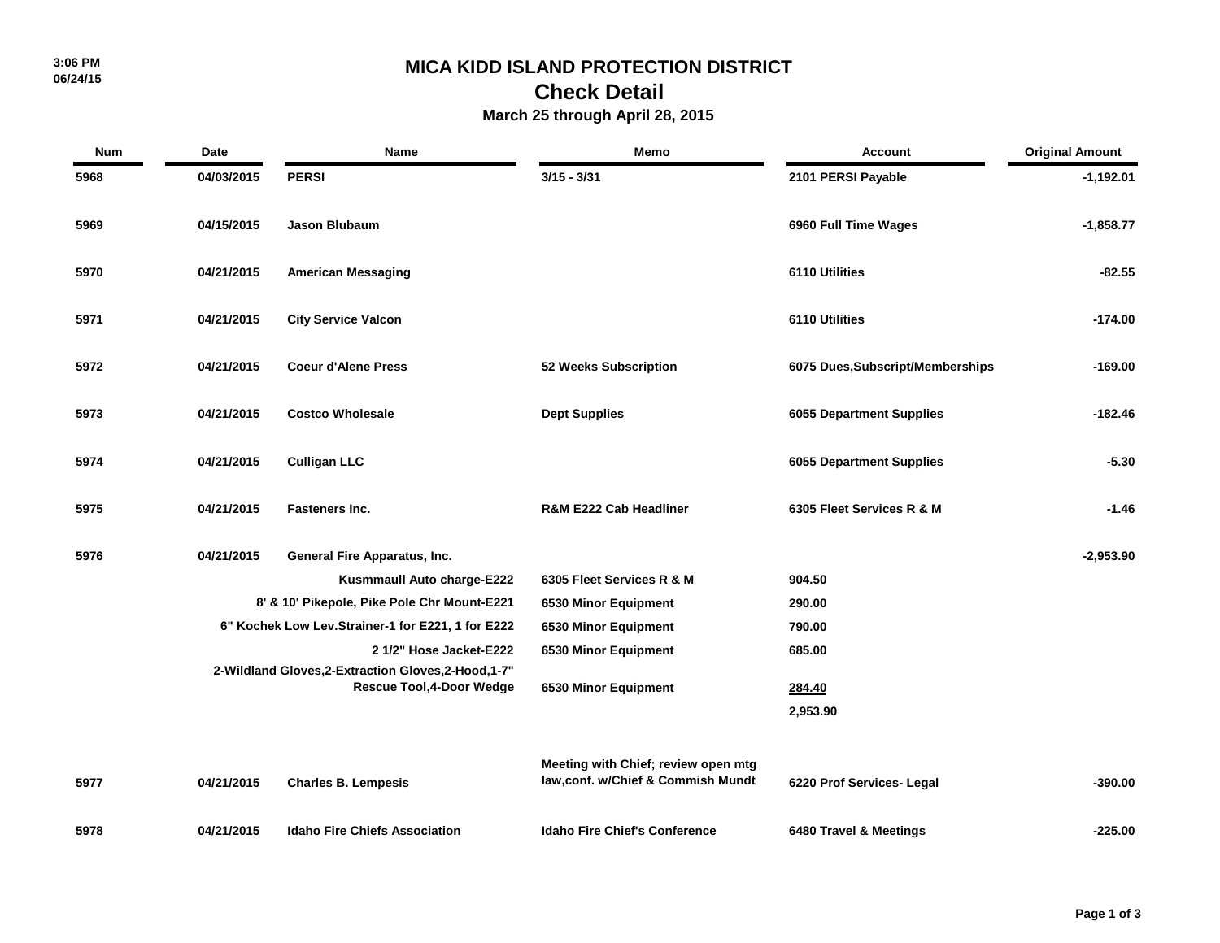# MICA KIDD ISLAND PROTECTION DISTRICT

## Check Detail

### March 25 through April 28, 2015

| Num | Date | Name | Memo | Account | Original Amount |
|---|---|---|---|---|---|
| 5968 | 04/03/2015 | PERSI | 3/15 - 3/31 | 2101 PERSI Payable | -1,192.01 |
| 5969 | 04/15/2015 | Jason Blubaum | | 6960 Full Time Wages | -1,858.77 |
| 5970 | 04/21/2015 | American Messaging | | 6110 Utilities | -82.55 |
| 5971 | 04/21/2015 | City Service Valcon | | 6110 Utilities | -174.00 |
| 5972 | 04/21/2015 | Coeur d'Alene Press | 52 Weeks Subscription | 6075 Dues,Subscript/Memberships | -169.00 |
| 5973 | 04/21/2015 | Costco Wholesale | Dept Supplies | 6055 Department Supplies | -182.46 |
| 5974 | 04/21/2015 | Culligan LLC | | 6055 Department Supplies | -5.30 |
| 5975 | 04/21/2015 | Fasteners Inc. | R&M E222 Cab Headliner | 6305 Fleet Services R & M | -1.46 |
| 5976 | 04/21/2015 | General Fire Apparatus, Inc. | | | -2,953.90 |
| | | Kusmmaull Auto charge-E222 | 6305 Fleet Services R & M | 904.50 | |
| | | 8' & 10' Pikepole, Pike Pole Chr Mount-E221 | 6530 Minor Equipment | 290.00 | |
| | | 6" Kochek Low Lev.Strainer-1 for E221, 1 for E222 | 6530 Minor Equipment | 790.00 | |
| | | 2 1/2" Hose Jacket-E222 | 6530 Minor Equipment | 685.00 | |
| | | 2-Wildland Gloves,2-Extraction Gloves,2-Hood,1-7" Rescue Tool,4-Door Wedge | 6530 Minor Equipment | 284.40 | |
| | | | | 2,953.90 | |
| 5977 | 04/21/2015 | Charles B. Lempesis | Meeting with Chief; review open mtg law,conf. w/Chief & Commish Mundt | 6220 Prof Services- Legal | -390.00 |
| 5978 | 04/21/2015 | Idaho Fire Chiefs Association | Idaho Fire Chief's Conference | 6480 Travel & Meetings | -225.00 |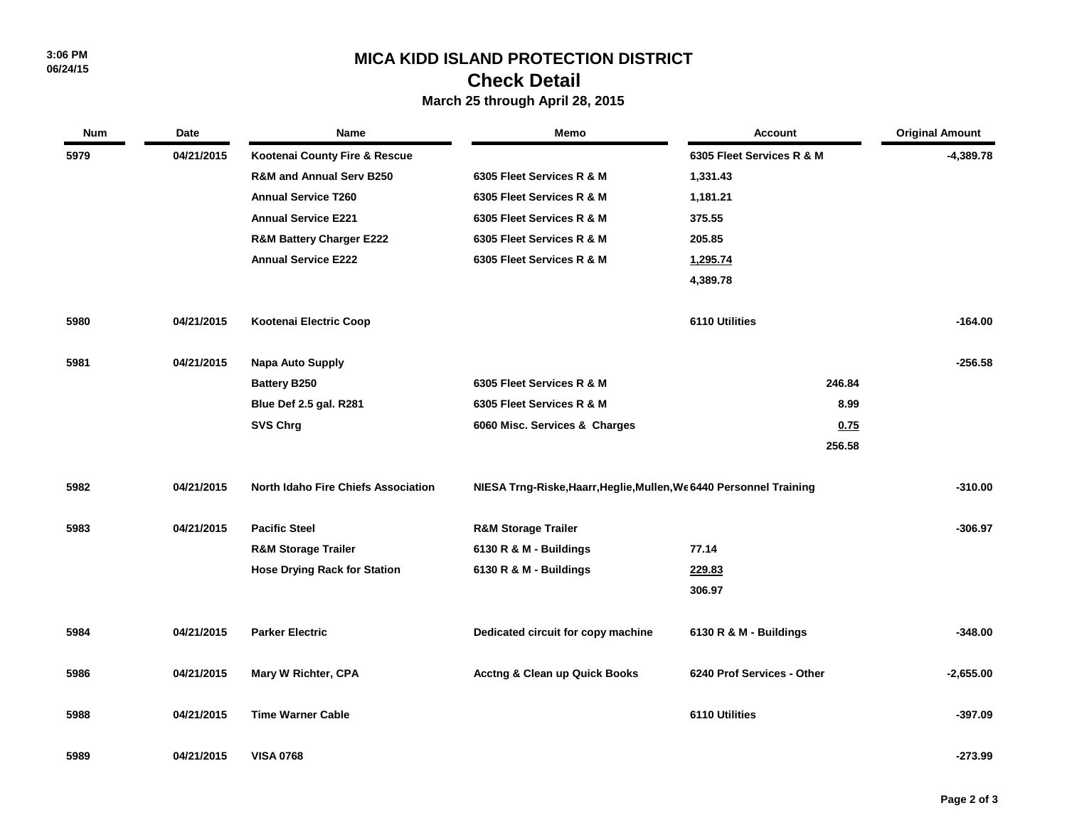# MICA KIDD ISLAND PROTECTION DISTRICT

## Check Detail

### March 25 through April 28, 2015

3:06 PM
06/24/15

| Num | Date | Name | Memo | Account | Original Amount |
|---|---|---|---|---|---|
| 5979 | 04/21/2015 | Kootenai County Fire & Rescue | | 6305 Fleet Services R & M | -4,389.78 |
| | | R&M and Annual Serv B250 | 6305 Fleet Services R & M | 1,331.43 | |
| | | Annual Service T260 | 6305 Fleet Services R & M | 1,181.21 | |
| | | Annual Service E221 | 6305 Fleet Services R & M | 375.55 | |
| | | R&M Battery Charger E222 | 6305 Fleet Services R & M | 205.85 | |
| | | Annual Service E222 | 6305 Fleet Services R & M | 1,295.74 | |
| | | | | 4,389.78 | |
| 5980 | 04/21/2015 | Kootenai Electric Coop | | 6110 Utilities | -164.00 |
| 5981 | 04/21/2015 | Napa Auto Supply | | | -256.58 |
| | | Battery B250 | 6305 Fleet Services R & M | 246.84 | |
| | | Blue Def 2.5 gal. R281 | 6305 Fleet Services R & M | 8.99 | |
| | | SVS Chrg | 6060 Misc. Services & Charges | 0.75 | |
| | | | | 256.58 | |
| 5982 | 04/21/2015 | North Idaho Fire Chiefs Association | NIESA Trng-Riske,Haarr,Heglie,Mullen,We | 6440 Personnel Training | -310.00 |
| 5983 | 04/21/2015 | Pacific Steel | R&M Storage Trailer | | -306.97 |
| | | R&M Storage Trailer | 6130 R & M - Buildings | 77.14 | |
| | | Hose Drying Rack for Station | 6130 R & M - Buildings | 229.83 | |
| | | | | 306.97 | |
| 5984 | 04/21/2015 | Parker Electric | Dedicated circuit for copy machine | 6130 R & M - Buildings | -348.00 |
| 5986 | 04/21/2015 | Mary W Richter, CPA | Acctng & Clean up Quick Books | 6240 Prof Services - Other | -2,655.00 |
| 5988 | 04/21/2015 | Time Warner Cable | | 6110 Utilities | -397.09 |
| 5989 | 04/21/2015 | VISA 0768 | | | -273.99 |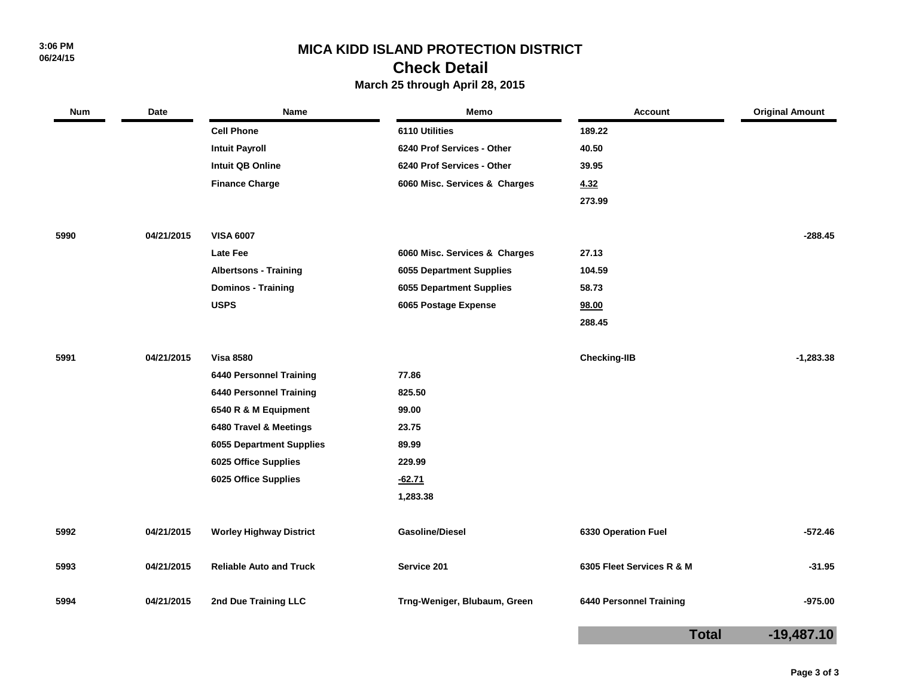# MICA KIDD ISLAND PROTECTION DISTRICT

## Check Detail

### March 25 through April 28, 2015

| Num | Date | Name | Memo | Account | Original Amount |
|---|---|---|---|---|---|
| | | Cell Phone | 6110 Utilities | 189.22 | |
| | | Intuit Payroll | 6240 Prof Services - Other | 40.50 | |
| | | Intuit QB Online | 6240 Prof Services - Other | 39.95 | |
| | | Finance Charge | 6060 Misc. Services & Charges | 4.32 | |
| | | | | 273.99 | |
| 5990 | 04/21/2015 | VISA 6007 | | | -288.45 |
| | | Late Fee | 6060 Misc. Services & Charges | 27.13 | |
| | | Albertsons - Training | 6055 Department Supplies | 104.59 | |
| | | Dominos - Training | 6055 Department Supplies | 58.73 | |
| | | USPS | 6065 Postage Expense | 98.00 | |
| | | | | 288.45 | |
| 5991 | 04/21/2015 | Visa 8580 | | Checking-IIB | -1,283.38 |
| | | 6440 Personnel Training | 77.86 | | |
| | | 6440 Personnel Training | 825.50 | | |
| | | 6540 R & M Equipment | 99.00 | | |
| | | 6480 Travel & Meetings | 23.75 | | |
| | | 6055 Department Supplies | 89.99 | | |
| | | 6025 Office Supplies | 229.99 | | |
| | | 6025 Office Supplies | -62.71 | | |
| | | | 1,283.38 | | |
| 5992 | 04/21/2015 | Worley Highway District | Gasoline/Diesel | 6330 Operation Fuel | -572.46 |
| 5993 | 04/21/2015 | Reliable Auto and Truck | Service 201 | 6305 Fleet Services R & M | -31.95 |
| 5994 | 04/21/2015 | 2nd Due Training LLC | Trng-Weniger, Blubaum, Green | 6440 Personnel Training | -975.00 |
| | | | | **Total** | **-19,487.10** |